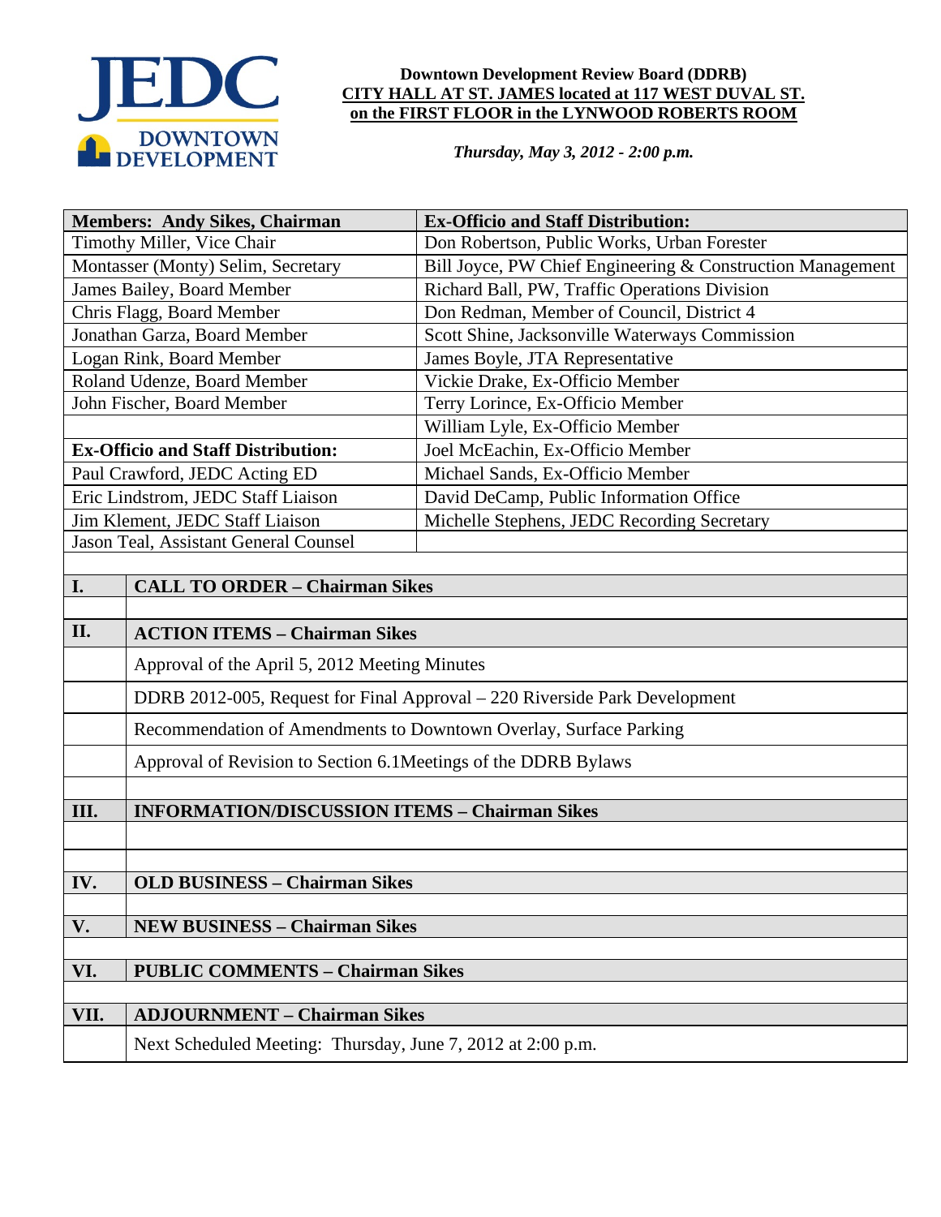JEDC DOWNTOWN DEVELOPMENT

**Downtown Development Review Board (DDRB)**
**CITY HALL AT ST. JAMES located at 117 WEST DUVAL ST.**
**on the FIRST FLOOR in the LYNWOOD ROBERTS ROOM**

*Thursday, May 3, 2012 - 2:00 p.m.*

| **Members: Andy Sikes, Chairman** | **Ex-Officio and Staff Distribution:** |
|---|---|
| Timothy Miller, Vice Chair | Don Robertson, Public Works, Urban Forester |
| Montasser (Monty) Selim, Secretary | Bill Joyce, PW Chief Engineering & Construction Management |
| James Bailey, Board Member | Richard Ball, PW, Traffic Operations Division |
| Chris Flagg, Board Member | Don Redman, Member of Council, District 4 |
| Jonathan Garza, Board Member | Scott Shine, Jacksonville Waterways Commission |
| Logan Rink, Board Member | James Boyle, JTA Representative |
| Roland Udenze, Board Member | Vickie Drake, Ex-Officio Member |
| John Fischer, Board Member | Terry Lorince, Ex-Officio Member |
| | William Lyle, Ex-Officio Member |
| **Ex-Officio and Staff Distribution:** | Joel McEachin, Ex-Officio Member |
| Paul Crawford, JEDC Acting ED | Michael Sands, Ex-Officio Member |
| Eric Lindstrom, JEDC Staff Liaison | David DeCamp, Public Information Office |
| Jim Klement, JEDC Staff Liaison | Michelle Stephens, JEDC Recording Secretary |
| Jason Teal, Assistant General Counsel | |

| | |
|---|---|
| **I.** | **CALL TO ORDER – Chairman Sikes** |
| **II.** | **ACTION ITEMS – Chairman Sikes** |
| | Approval of the April 5, 2012 Meeting Minutes |
| | DDRB 2012-005, Request for Final Approval – 220 Riverside Park Development |
| | Recommendation of Amendments to Downtown Overlay, Surface Parking |
| | Approval of Revision to Section 6.1Meetings of the DDRB Bylaws |
| **III.** | **INFORMATION/DISCUSSION ITEMS – Chairman Sikes** |
| **IV.** | **OLD BUSINESS – Chairman Sikes** |
| **V.** | **NEW BUSINESS – Chairman Sikes** |
| **VI.** | **PUBLIC COMMENTS – Chairman Sikes** |
| **VII.** | **ADJOURNMENT – Chairman Sikes** |
| | Next Scheduled Meeting: Thursday, June 7, 2012 at 2:00 p.m. |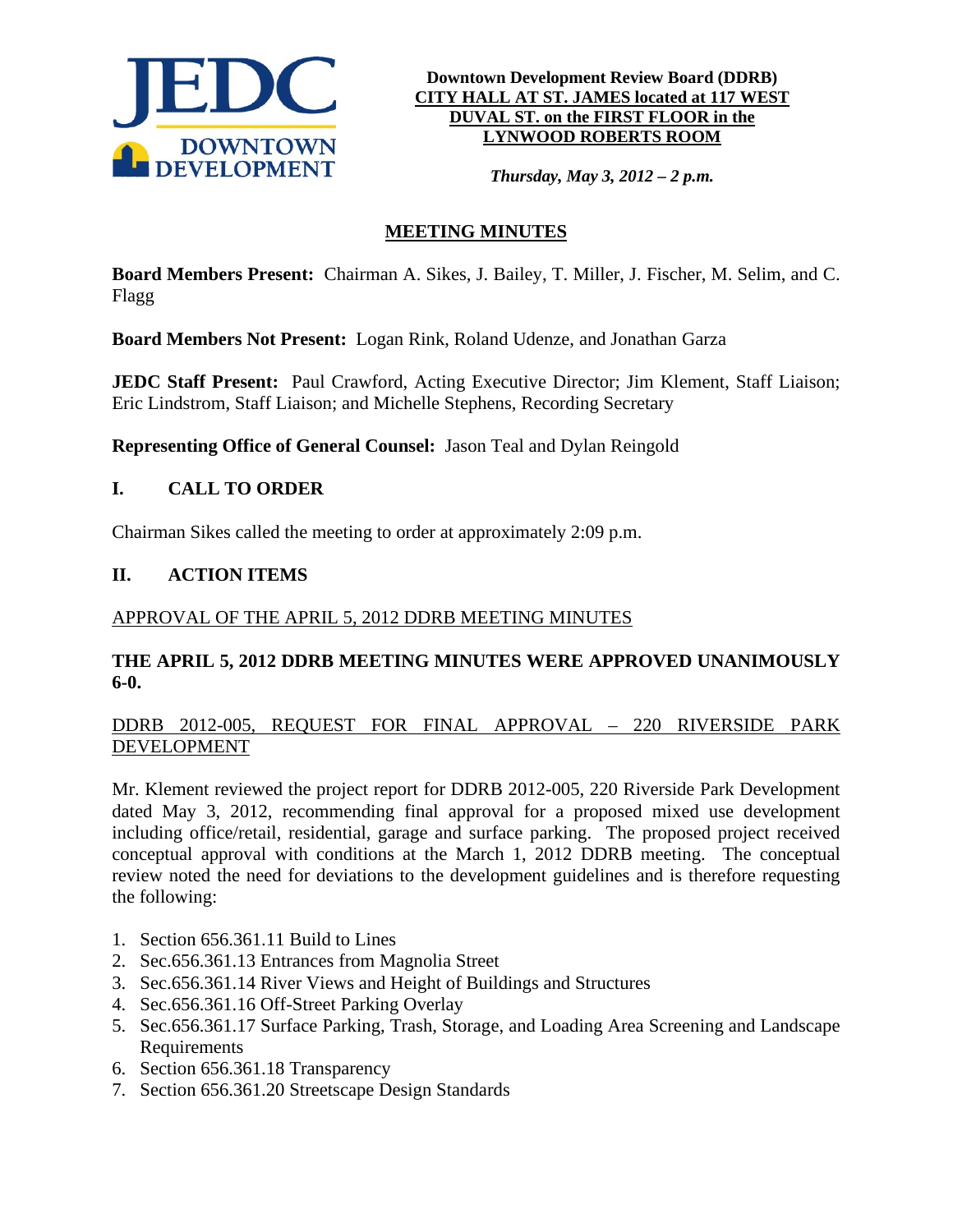**Downtown Development Review Board (DDRB)**
**CITY HALL AT ST. JAMES located at 117 WEST DUVAL ST. on the FIRST FLOOR in the LYNWOOD ROBERTS ROOM**

***Thursday, May 3, 2012 – 2 p.m.***

## MEETING MINUTES

**Board Members Present:** Chairman A. Sikes, J. Bailey, T. Miller, J. Fischer, M. Selim, and C. Flagg

**Board Members Not Present:** Logan Rink, Roland Udenze, and Jonathan Garza

**JEDC Staff Present:** Paul Crawford, Acting Executive Director; Jim Klement, Staff Liaison; Eric Lindstrom, Staff Liaison; and Michelle Stephens, Recording Secretary

**Representing Office of General Counsel:** Jason Teal and Dylan Reingold

## I. CALL TO ORDER

Chairman Sikes called the meeting to order at approximately 2:09 p.m.

## II. ACTION ITEMS

APPROVAL OF THE APRIL 5, 2012 DDRB MEETING MINUTES

**THE APRIL 5, 2012 DDRB MEETING MINUTES WERE APPROVED UNANIMOUSLY 6-0.**

DDRB 2012-005, REQUEST FOR FINAL APPROVAL – 220 RIVERSIDE PARK DEVELOPMENT

Mr. Klement reviewed the project report for DDRB 2012-005, 220 Riverside Park Development dated May 3, 2012, recommending final approval for a proposed mixed use development including office/retail, residential, garage and surface parking. The proposed project received conceptual approval with conditions at the March 1, 2012 DDRB meeting. The conceptual review noted the need for deviations to the development guidelines and is therefore requesting the following:

1. Section 656.361.11 Build to Lines
2. Sec.656.361.13 Entrances from Magnolia Street
3. Sec.656.361.14 River Views and Height of Buildings and Structures
4. Sec.656.361.16 Off-Street Parking Overlay
5. Sec.656.361.17 Surface Parking, Trash, Storage, and Loading Area Screening and Landscape Requirements
6. Section 656.361.18 Transparency
7. Section 656.361.20 Streetscape Design Standards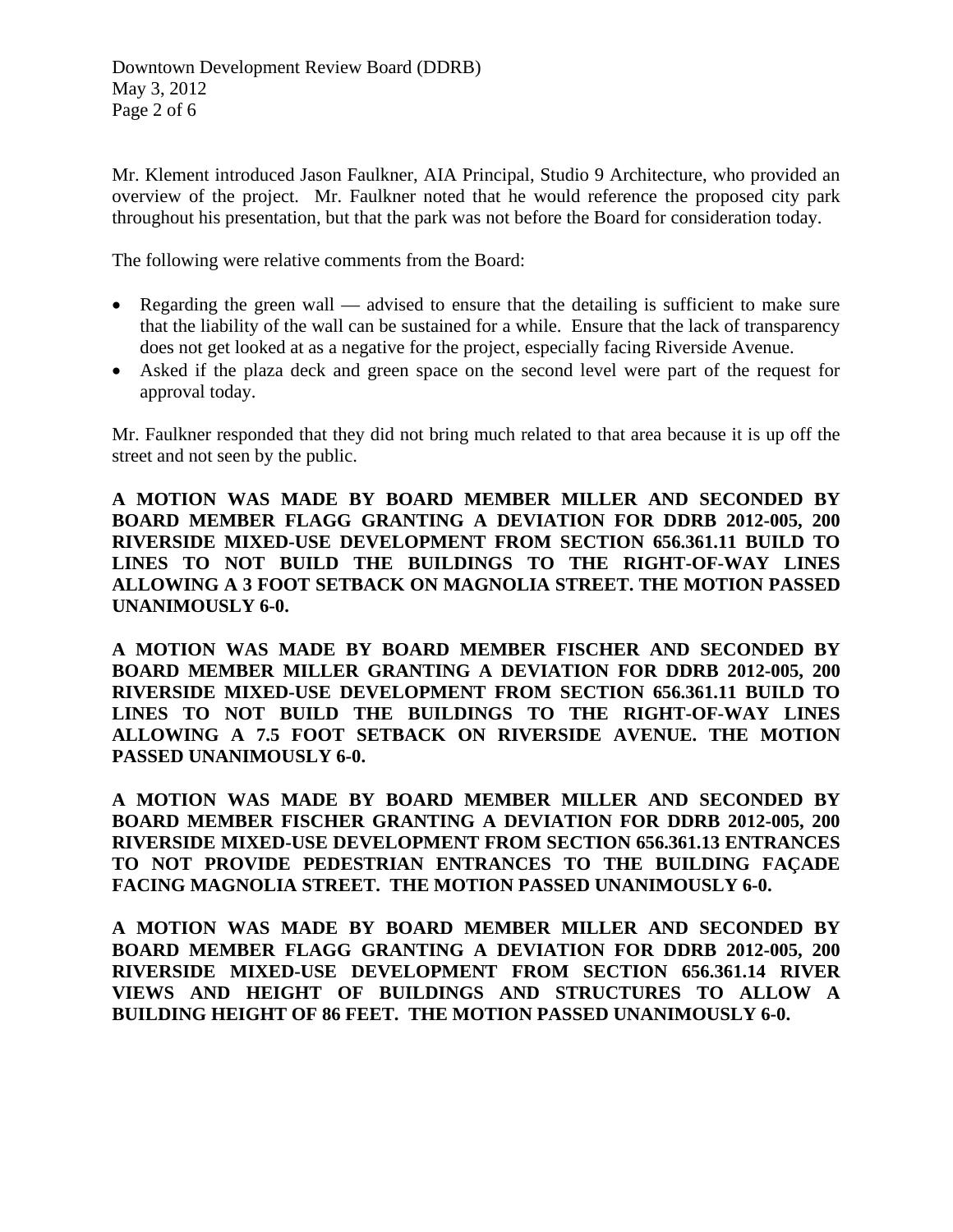Mr. Klement introduced Jason Faulkner, AIA Principal, Studio 9 Architecture, who provided an overview of the project. Mr. Faulkner noted that he would reference the proposed city park throughout his presentation, but that the park was not before the Board for consideration today.

The following were relative comments from the Board:

- Regarding the green wall — advised to ensure that the detailing is sufficient to make sure that the liability of the wall can be sustained for a while. Ensure that the lack of transparency does not get looked at as a negative for the project, especially facing Riverside Avenue.
- Asked if the plaza deck and green space on the second level were part of the request for approval today.

Mr. Faulkner responded that they did not bring much related to that area because it is up off the street and not seen by the public.

**A MOTION WAS MADE BY BOARD MEMBER MILLER AND SECONDED BY BOARD MEMBER FLAGG GRANTING A DEVIATION FOR DDRB 2012-005, 200 RIVERSIDE MIXED-USE DEVELOPMENT FROM SECTION 656.361.11 BUILD TO LINES TO NOT BUILD THE BUILDINGS TO THE RIGHT-OF-WAY LINES ALLOWING A 3 FOOT SETBACK ON MAGNOLIA STREET. THE MOTION PASSED UNANIMOUSLY 6-0.**

**A MOTION WAS MADE BY BOARD MEMBER FISCHER AND SECONDED BY BOARD MEMBER MILLER GRANTING A DEVIATION FOR DDRB 2012-005, 200 RIVERSIDE MIXED-USE DEVELOPMENT FROM SECTION 656.361.11 BUILD TO LINES TO NOT BUILD THE BUILDINGS TO THE RIGHT-OF-WAY LINES ALLOWING A 7.5 FOOT SETBACK ON RIVERSIDE AVENUE. THE MOTION PASSED UNANIMOUSLY 6-0.**

**A MOTION WAS MADE BY BOARD MEMBER MILLER AND SECONDED BY BOARD MEMBER FISCHER GRANTING A DEVIATION FOR DDRB 2012-005, 200 RIVERSIDE MIXED-USE DEVELOPMENT FROM SECTION 656.361.13 ENTRANCES TO NOT PROVIDE PEDESTRIAN ENTRANCES TO THE BUILDING FAÇADE FACING MAGNOLIA STREET. THE MOTION PASSED UNANIMOUSLY 6-0.**

**A MOTION WAS MADE BY BOARD MEMBER MILLER AND SECONDED BY BOARD MEMBER FLAGG GRANTING A DEVIATION FOR DDRB 2012-005, 200 RIVERSIDE MIXED-USE DEVELOPMENT FROM SECTION 656.361.14 RIVER VIEWS AND HEIGHT OF BUILDINGS AND STRUCTURES TO ALLOW A BUILDING HEIGHT OF 86 FEET. THE MOTION PASSED UNANIMOUSLY 6-0.**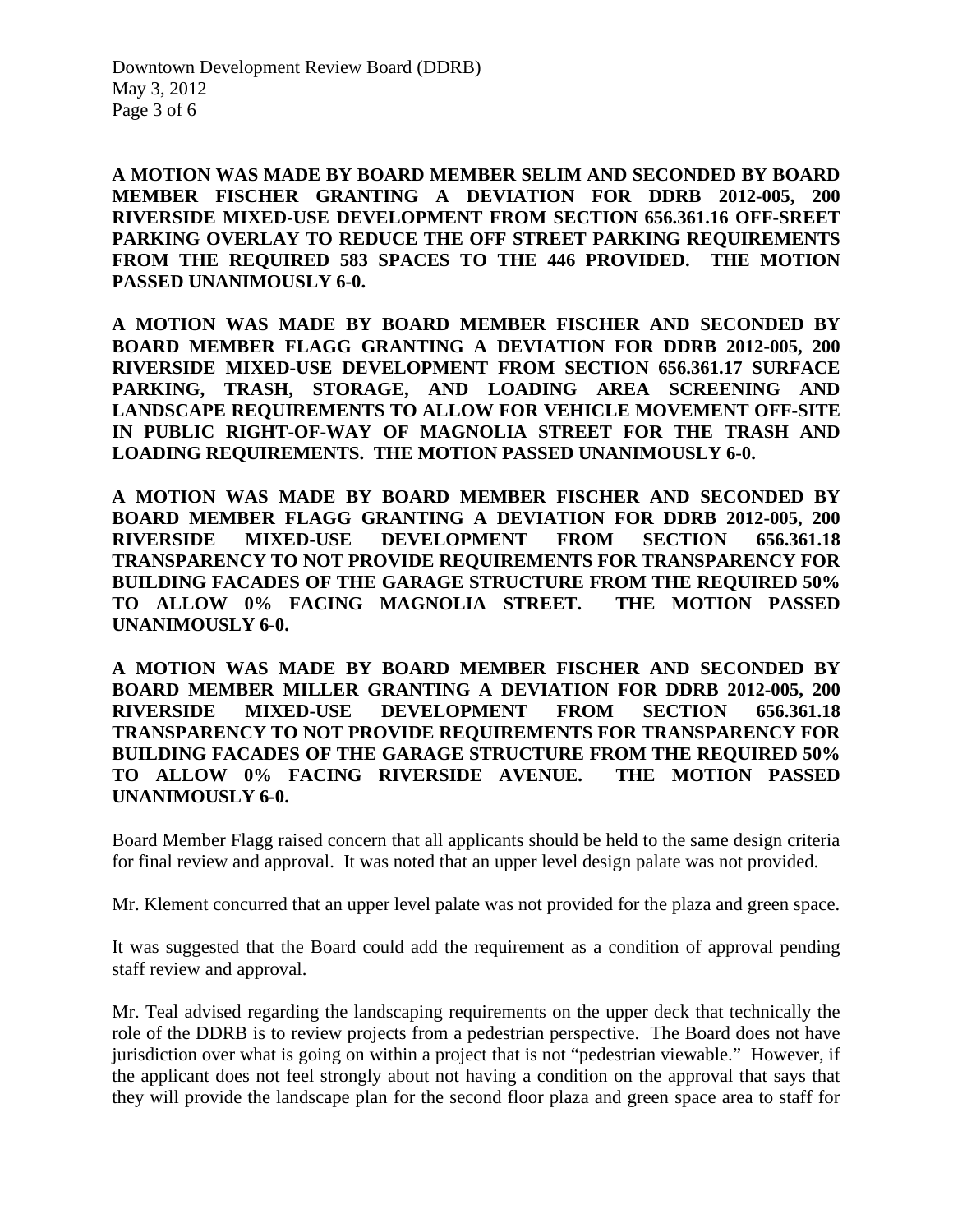**A MOTION WAS MADE BY BOARD MEMBER SELIM AND SECONDED BY BOARD MEMBER FISCHER GRANTING A DEVIATION FOR DDRB 2012-005, 200 RIVERSIDE MIXED-USE DEVELOPMENT FROM SECTION 656.361.16 OFF-SREET PARKING OVERLAY TO REDUCE THE OFF STREET PARKING REQUIREMENTS FROM THE REQUIRED 583 SPACES TO THE 446 PROVIDED. THE MOTION PASSED UNANIMOUSLY 6-0.**

**A MOTION WAS MADE BY BOARD MEMBER FISCHER AND SECONDED BY BOARD MEMBER FLAGG GRANTING A DEVIATION FOR DDRB 2012-005, 200 RIVERSIDE MIXED-USE DEVELOPMENT FROM SECTION 656.361.17 SURFACE PARKING, TRASH, STORAGE, AND LOADING AREA SCREENING AND LANDSCAPE REQUIREMENTS TO ALLOW FOR VEHICLE MOVEMENT OFF-SITE IN PUBLIC RIGHT-OF-WAY OF MAGNOLIA STREET FOR THE TRASH AND LOADING REQUIREMENTS. THE MOTION PASSED UNANIMOUSLY 6-0.**

**A MOTION WAS MADE BY BOARD MEMBER FISCHER AND SECONDED BY BOARD MEMBER FLAGG GRANTING A DEVIATION FOR DDRB 2012-005, 200 RIVERSIDE MIXED-USE DEVELOPMENT FROM SECTION 656.361.18 TRANSPARENCY TO NOT PROVIDE REQUIREMENTS FOR TRANSPARENCY FOR BUILDING FACADES OF THE GARAGE STRUCTURE FROM THE REQUIRED 50% TO ALLOW 0% FACING MAGNOLIA STREET. THE MOTION PASSED UNANIMOUSLY 6-0.**

**A MOTION WAS MADE BY BOARD MEMBER FISCHER AND SECONDED BY BOARD MEMBER MILLER GRANTING A DEVIATION FOR DDRB 2012-005, 200 RIVERSIDE MIXED-USE DEVELOPMENT FROM SECTION 656.361.18 TRANSPARENCY TO NOT PROVIDE REQUIREMENTS FOR TRANSPARENCY FOR BUILDING FACADES OF THE GARAGE STRUCTURE FROM THE REQUIRED 50% TO ALLOW 0% FACING RIVERSIDE AVENUE. THE MOTION PASSED UNANIMOUSLY 6-0.**

Board Member Flagg raised concern that all applicants should be held to the same design criteria for final review and approval. It was noted that an upper level design palate was not provided.

Mr. Klement concurred that an upper level palate was not provided for the plaza and green space.

It was suggested that the Board could add the requirement as a condition of approval pending staff review and approval.

Mr. Teal advised regarding the landscaping requirements on the upper deck that technically the role of the DDRB is to review projects from a pedestrian perspective. The Board does not have jurisdiction over what is going on within a project that is not "pedestrian viewable." However, if the applicant does not feel strongly about not having a condition on the approval that says that they will provide the landscape plan for the second floor plaza and green space area to staff for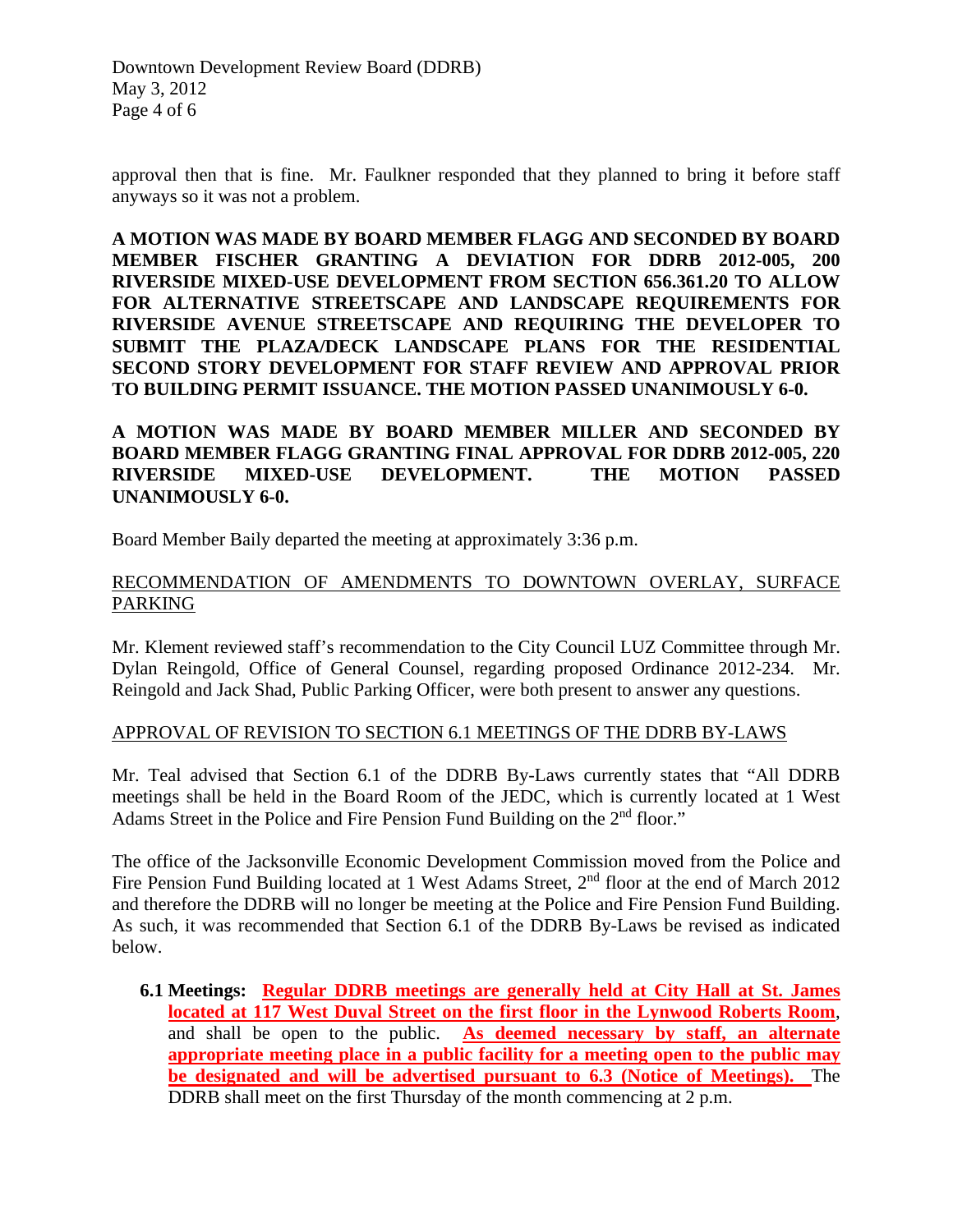approval then that is fine. Mr. Faulkner responded that they planned to bring it before staff anyways so it was not a problem.

**A MOTION WAS MADE BY BOARD MEMBER FLAGG AND SECONDED BY BOARD MEMBER FISCHER GRANTING A DEVIATION FOR DDRB 2012-005, 200 RIVERSIDE MIXED-USE DEVELOPMENT FROM SECTION 656.361.20 TO ALLOW FOR ALTERNATIVE STREETSCAPE AND LANDSCAPE REQUIREMENTS FOR RIVERSIDE AVENUE STREETSCAPE AND REQUIRING THE DEVELOPER TO SUBMIT THE PLAZA/DECK LANDSCAPE PLANS FOR THE RESIDENTIAL SECOND STORY DEVELOPMENT FOR STAFF REVIEW AND APPROVAL PRIOR TO BUILDING PERMIT ISSUANCE. THE MOTION PASSED UNANIMOUSLY 6-0.**

**A MOTION WAS MADE BY BOARD MEMBER MILLER AND SECONDED BY BOARD MEMBER FLAGG GRANTING FINAL APPROVAL FOR DDRB 2012-005, 220 RIVERSIDE MIXED-USE DEVELOPMENT. THE MOTION PASSED UNANIMOUSLY 6-0.**

Board Member Baily departed the meeting at approximately 3:36 p.m.

<u>RECOMMENDATION OF AMENDMENTS TO DOWNTOWN OVERLAY, SURFACE PARKING</u>

Mr. Klement reviewed staff's recommendation to the City Council LUZ Committee through Mr. Dylan Reingold, Office of General Counsel, regarding proposed Ordinance 2012-234. Mr. Reingold and Jack Shad, Public Parking Officer, were both present to answer any questions.

<u>APPROVAL OF REVISION TO SECTION 6.1 MEETINGS OF THE DDRB BY-LAWS</u>

Mr. Teal advised that Section 6.1 of the DDRB By-Laws currently states that "All DDRB meetings shall be held in the Board Room of the JEDC, which is currently located at 1 West Adams Street in the Police and Fire Pension Fund Building on the 2nd floor."

The office of the Jacksonville Economic Development Commission moved from the Police and Fire Pension Fund Building located at 1 West Adams Street, 2nd floor at the end of March 2012 and therefore the DDRB will no longer be meeting at the Police and Fire Pension Fund Building. As such, it was recommended that Section 6.1 of the DDRB By-Laws be revised as indicated below.

**6.1 Meetings:** **<u>Regular DDRB meetings are generally held at City Hall at St. James located at 117 West Duval Street on the first floor in the Lynwood Roberts Room</u>**, and shall be open to the public. **<u>As deemed necessary by staff, an alternate appropriate meeting place in a public facility for a meeting open to the public may be designated and will be advertised pursuant to 6.3 (Notice of Meetings).</u>** The DDRB shall meet on the first Thursday of the month commencing at 2 p.m.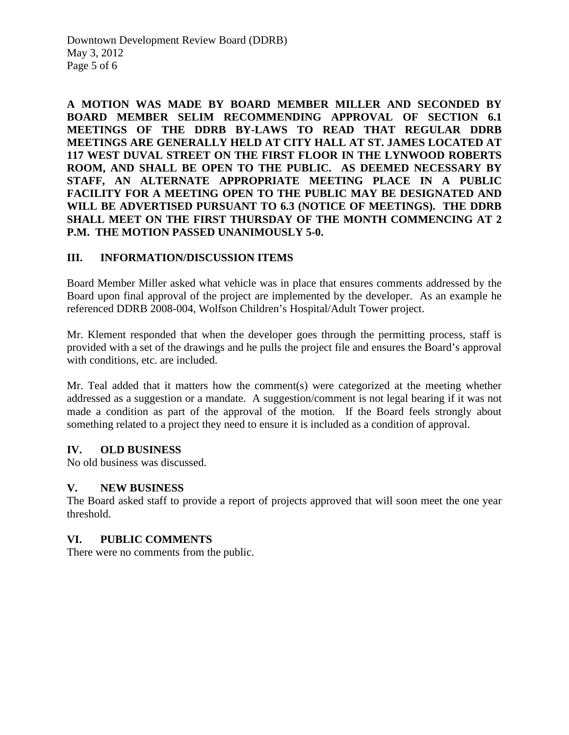**A MOTION WAS MADE BY BOARD MEMBER MILLER AND SECONDED BY BOARD MEMBER SELIM RECOMMENDING APPROVAL OF SECTION 6.1 MEETINGS OF THE DDRB BY-LAWS TO READ THAT REGULAR DDRB MEETINGS ARE GENERALLY HELD AT CITY HALL AT ST. JAMES LOCATED AT 117 WEST DUVAL STREET ON THE FIRST FLOOR IN THE LYNWOOD ROBERTS ROOM, AND SHALL BE OPEN TO THE PUBLIC. AS DEEMED NECESSARY BY STAFF, AN ALTERNATE APPROPRIATE MEETING PLACE IN A PUBLIC FACILITY FOR A MEETING OPEN TO THE PUBLIC MAY BE DESIGNATED AND WILL BE ADVERTISED PURSUANT TO 6.3 (NOTICE OF MEETINGS). THE DDRB SHALL MEET ON THE FIRST THURSDAY OF THE MONTH COMMENCING AT 2 P.M. THE MOTION PASSED UNANIMOUSLY 5-0.**

## III. INFORMATION/DISCUSSION ITEMS

Board Member Miller asked what vehicle was in place that ensures comments addressed by the Board upon final approval of the project are implemented by the developer. As an example he referenced DDRB 2008-004, Wolfson Children's Hospital/Adult Tower project.

Mr. Klement responded that when the developer goes through the permitting process, staff is provided with a set of the drawings and he pulls the project file and ensures the Board's approval with conditions, etc. are included.

Mr. Teal added that it matters how the comment(s) were categorized at the meeting whether addressed as a suggestion or a mandate. A suggestion/comment is not legal bearing if it was not made a condition as part of the approval of the motion. If the Board feels strongly about something related to a project they need to ensure it is included as a condition of approval.

## IV. OLD BUSINESS

No old business was discussed.

## V. NEW BUSINESS

The Board asked staff to provide a report of projects approved that will soon meet the one year threshold.

## VI. PUBLIC COMMENTS

There were no comments from the public.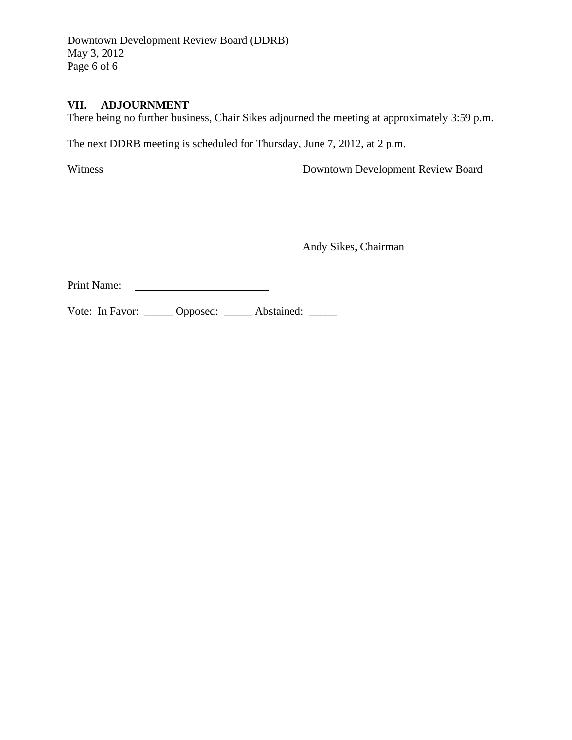## VII. ADJOURNMENT

There being no further business, Chair Sikes adjourned the meeting at approximately 3:59 p.m.

The next DDRB meeting is scheduled for Thursday, June 7, 2012, at 2 p.m.

Witness

Downtown Development Review Board

______________________________

______________________________
Andy Sikes, Chairman

Print Name: ____________________

Vote: In Favor: _____ Opposed: _____ Abstained: _____